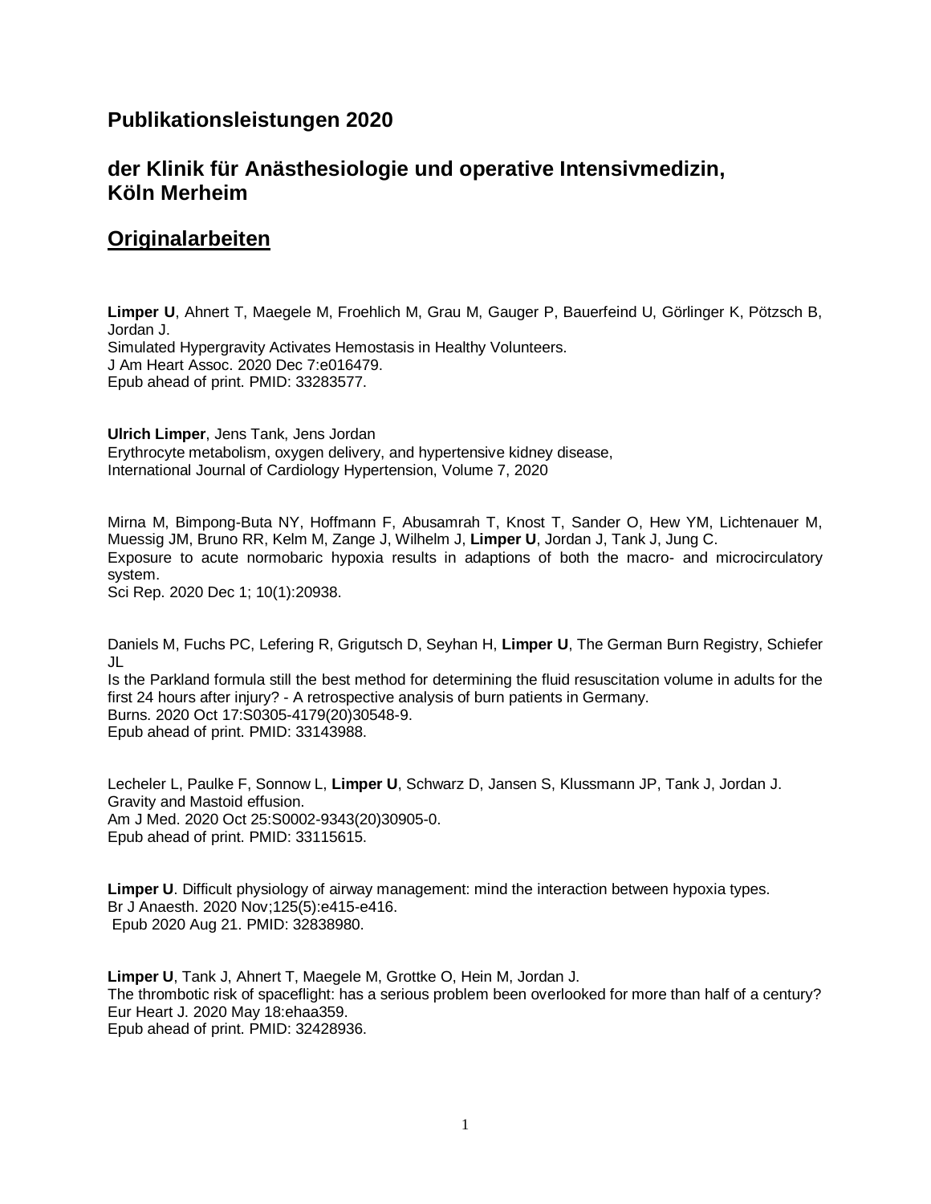## Publikationsleistungen 2020

## der Klinik für Anästhesiologie und operative Intensivmedizin, Köln Merheim

## Originalarbeiten

**Limper U**, Ahnert T, Maegele M, Froehlich M, Grau M, Gauger P, Bauerfeind U, Görlinger K, Pötzsch B, Jordan J.
Simulated Hypergravity Activates Hemostasis in Healthy Volunteers.
J Am Heart Assoc. 2020 Dec 7:e016479.
Epub ahead of print. PMID: 33283577.

**Ulrich Limper**, Jens Tank, Jens Jordan
Erythrocyte metabolism, oxygen delivery, and hypertensive kidney disease,
International Journal of Cardiology Hypertension, Volume 7, 2020

Mirna M, Bimpong-Buta NY, Hoffmann F, Abusamrah T, Knost T, Sander O, Hew YM, Lichtenauer M, Muessig JM, Bruno RR, Kelm M, Zange J, Wilhelm J, **Limper U**, Jordan J, Tank J, Jung C.
Exposure to acute normobaric hypoxia results in adaptions of both the macro- and microcirculatory system.
Sci Rep. 2020 Dec 1; 10(1):20938.

Daniels M, Fuchs PC, Lefering R, Grigutsch D, Seyhan H, **Limper U**, The German Burn Registry, Schiefer JL
Is the Parkland formula still the best method for determining the fluid resuscitation volume in adults for the first 24 hours after injury? - A retrospective analysis of burn patients in Germany.
Burns. 2020 Oct 17:S0305-4179(20)30548-9.
Epub ahead of print. PMID: 33143988.

Lecheler L, Paulke F, Sonnow L, **Limper U**, Schwarz D, Jansen S, Klussmann JP, Tank J, Jordan J.
Gravity and Mastoid effusion.
Am J Med. 2020 Oct 25:S0002-9343(20)30905-0.
Epub ahead of print. PMID: 33115615.

**Limper U**. Difficult physiology of airway management: mind the interaction between hypoxia types.
Br J Anaesth. 2020 Nov;125(5):e415-e416.
Epub 2020 Aug 21. PMID: 32838980.

**Limper U**, Tank J, Ahnert T, Maegele M, Grottke O, Hein M, Jordan J.
The thrombotic risk of spaceflight: has a serious problem been overlooked for more than half of a century?
Eur Heart J. 2020 May 18:ehaa359.
Epub ahead of print. PMID: 32428936.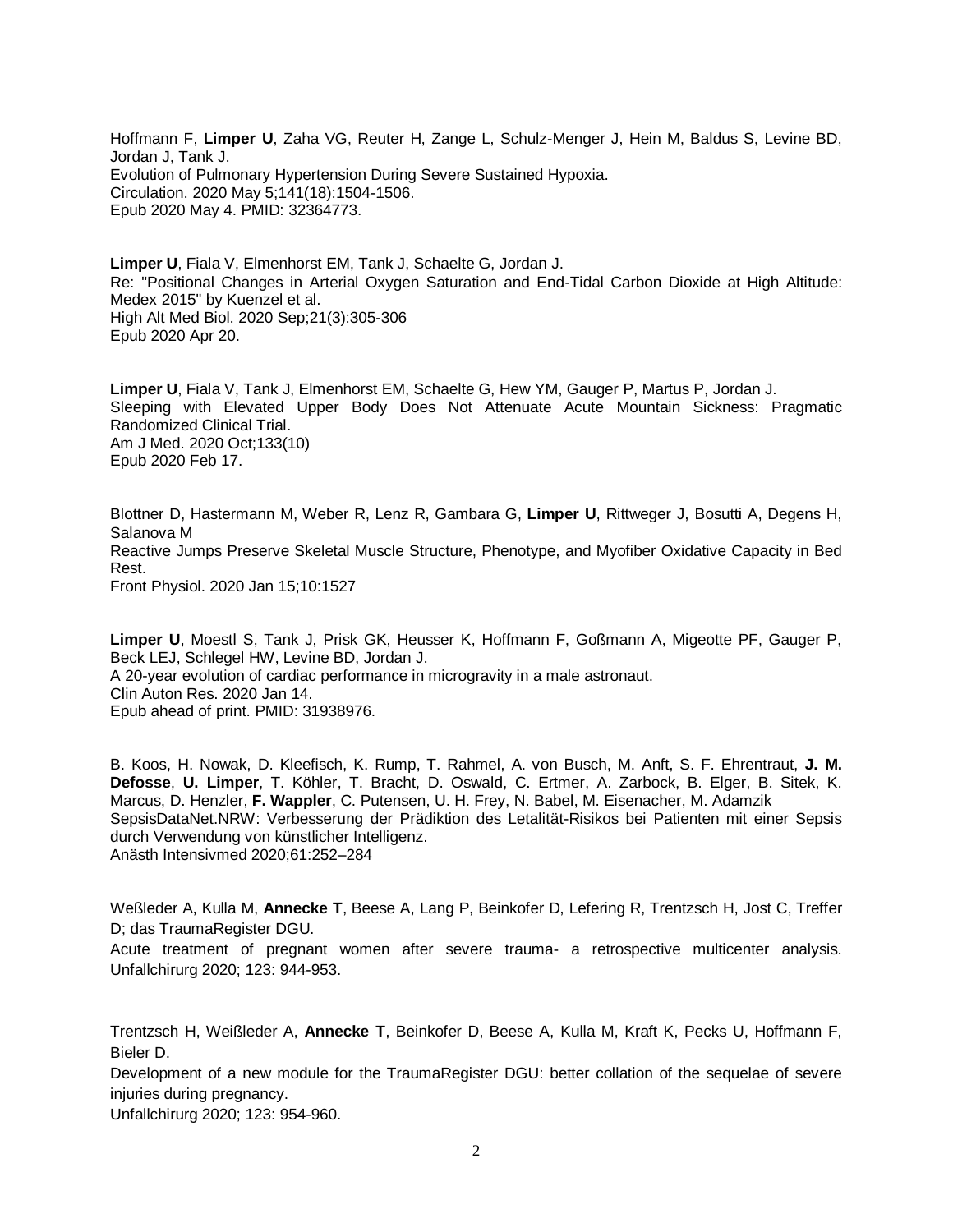Hoffmann F, **Limper U**, Zaha VG, Reuter H, Zange L, Schulz-Menger J, Hein M, Baldus S, Levine BD, Jordan J, Tank J.
Evolution of Pulmonary Hypertension During Severe Sustained Hypoxia.
Circulation. 2020 May 5;141(18):1504-1506.
Epub 2020 May 4. PMID: 32364773.

**Limper U**, Fiala V, Elmenhorst EM, Tank J, Schaelte G, Jordan J.
Re: "Positional Changes in Arterial Oxygen Saturation and End-Tidal Carbon Dioxide at High Altitude: Medex 2015" by Kuenzel et al.
High Alt Med Biol. 2020 Sep;21(3):305-306
Epub 2020 Apr 20.

**Limper U**, Fiala V, Tank J, Elmenhorst EM, Schaelte G, Hew YM, Gauger P, Martus P, Jordan J.
Sleeping with Elevated Upper Body Does Not Attenuate Acute Mountain Sickness: Pragmatic Randomized Clinical Trial.
Am J Med. 2020 Oct;133(10)
Epub 2020 Feb 17.

Blottner D, Hastermann M, Weber R, Lenz R, Gambara G, **Limper U**, Rittweger J, Bosutti A, Degens H, Salanova M
Reactive Jumps Preserve Skeletal Muscle Structure, Phenotype, and Myofiber Oxidative Capacity in Bed Rest.
Front Physiol. 2020 Jan 15;10:1527

**Limper U**, Moestl S, Tank J, Prisk GK, Heusser K, Hoffmann F, Goßmann A, Migeotte PF, Gauger P, Beck LEJ, Schlegel HW, Levine BD, Jordan J.
A 20-year evolution of cardiac performance in microgravity in a male astronaut.
Clin Auton Res. 2020 Jan 14.
Epub ahead of print. PMID: 31938976.

B. Koos, H. Nowak, D. Kleefisch, K. Rump, T. Rahmel, A. von Busch, M. Anft, S. F. Ehrentraut, **J. M. Defosse**, **U. Limper**, T. Köhler, T. Bracht, D. Oswald, C. Ertmer, A. Zarbock, B. Elger, B. Sitek, K. Marcus, D. Henzler, **F. Wappler**, C. Putensen, U. H. Frey, N. Babel, M. Eisenacher, M. Adamzik
SepsisDataNet.NRW: Verbesserung der Prädiktion des Letalität-Risikos bei Patienten mit einer Sepsis durch Verwendung von künstlicher Intelligenz.
Anästh Intensivmed 2020;61:252–284

Weßleder A, Kulla M, **Annecke T**, Beese A, Lang P, Beinkofer D, Lefering R, Trentzsch H, Jost C, Treffer D; das TraumaRegister DGU.
Acute treatment of pregnant women after severe trauma- a retrospective multicenter analysis.
Unfallchirurg 2020; 123: 944-953.

Trentzsch H, Weißleder A, **Annecke T**, Beinkofer D, Beese A, Kulla M, Kraft K, Pecks U, Hoffmann F, Bieler D.
Development of a new module for the TraumaRegister DGU: better collation of the sequelae of severe injuries during pregnancy.
Unfallchirurg 2020; 123: 954-960.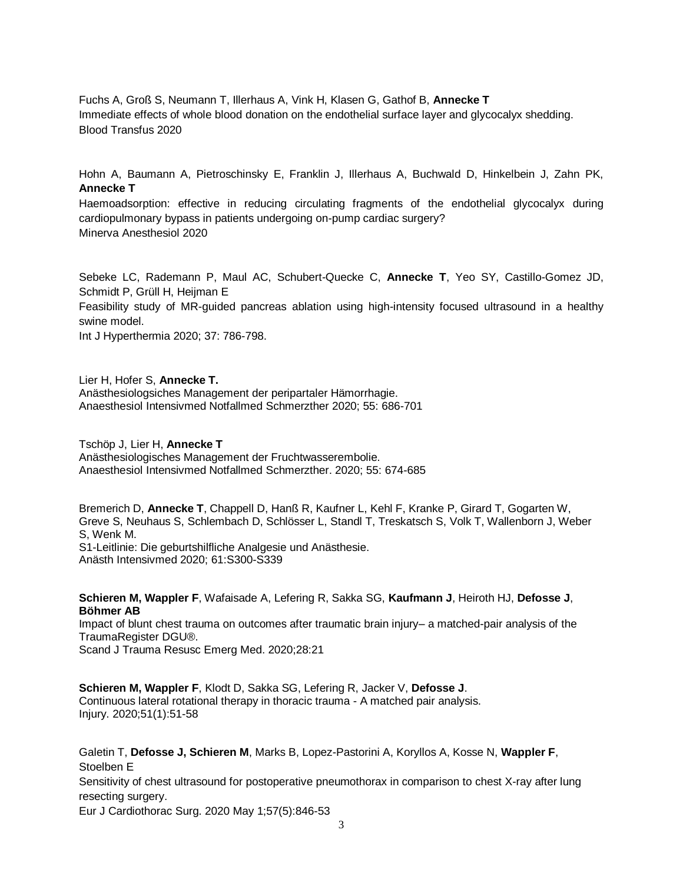Fuchs A, Groß S, Neumann T, Illerhaus A, Vink H, Klasen G, Gathof B, **Annecke T**
Immediate effects of whole blood donation on the endothelial surface layer and glycocalyx shedding.
Blood Transfus 2020

Hohn A, Baumann A, Pietroschinsky E, Franklin J, Illerhaus A, Buchwald D, Hinkelbein J, Zahn PK, **Annecke T**
Haemoadsorption: effective in reducing circulating fragments of the endothelial glycocalyx during cardiopulmonary bypass in patients undergoing on-pump cardiac surgery?
Minerva Anesthesiol 2020

Sebeke LC, Rademann P, Maul AC, Schubert-Quecke C, **Annecke T**, Yeo SY, Castillo-Gomez JD, Schmidt P, Grüll H, Heijman E
Feasibility study of MR-guided pancreas ablation using high-intensity focused ultrasound in a healthy swine model.
Int J Hyperthermia 2020; 37: 786-798.

Lier H, Hofer S, **Annecke T.**
Anästhesiologsiches Management der peripartaler Hämorrhagie.
Anaesthesiol Intensivmed Notfallmed Schmerzther 2020; 55: 686-701

Tschöp J, Lier H, **Annecke T**
Anästhesiologisches Management der Fruchtwasserembolie.
Anaesthesiol Intensivmed Notfallmed Schmerzther. 2020; 55: 674-685

Bremerich D, **Annecke T**, Chappell D, Hanß R, Kaufner L, Kehl F, Kranke P, Girard T, Gogarten W, Greve S, Neuhaus S, Schlembach D, Schlösser L, Standl T, Treskatsch S, Volk T, Wallenborn J, Weber S, Wenk M.
S1-Leitlinie: Die geburtshilfliche Analgesie und Anästhesie.
Anästh Intensivmed 2020; 61:S300-S339

**Schieren M, Wappler F**, Wafaisade A, Lefering R, Sakka SG, **Kaufmann J**, Heiroth HJ, **Defosse J**, **Böhmer AB**
Impact of blunt chest trauma on outcomes after traumatic brain injury– a matched-pair analysis of the TraumaRegister DGU®.
Scand J Trauma Resusc Emerg Med. 2020;28:21

**Schieren M, Wappler F**, Klodt D, Sakka SG, Lefering R, Jacker V, **Defosse J**.
Continuous lateral rotational therapy in thoracic trauma - A matched pair analysis.
Injury. 2020;51(1):51-58

Galetin T, **Defosse J, Schieren M**, Marks B, Lopez-Pastorini A, Koryllos A, Kosse N, **Wappler F**, Stoelben E
Sensitivity of chest ultrasound for postoperative pneumothorax in comparison to chest X-ray after lung resecting surgery.
Eur J Cardiothorac Surg. 2020 May 1;57(5):846-53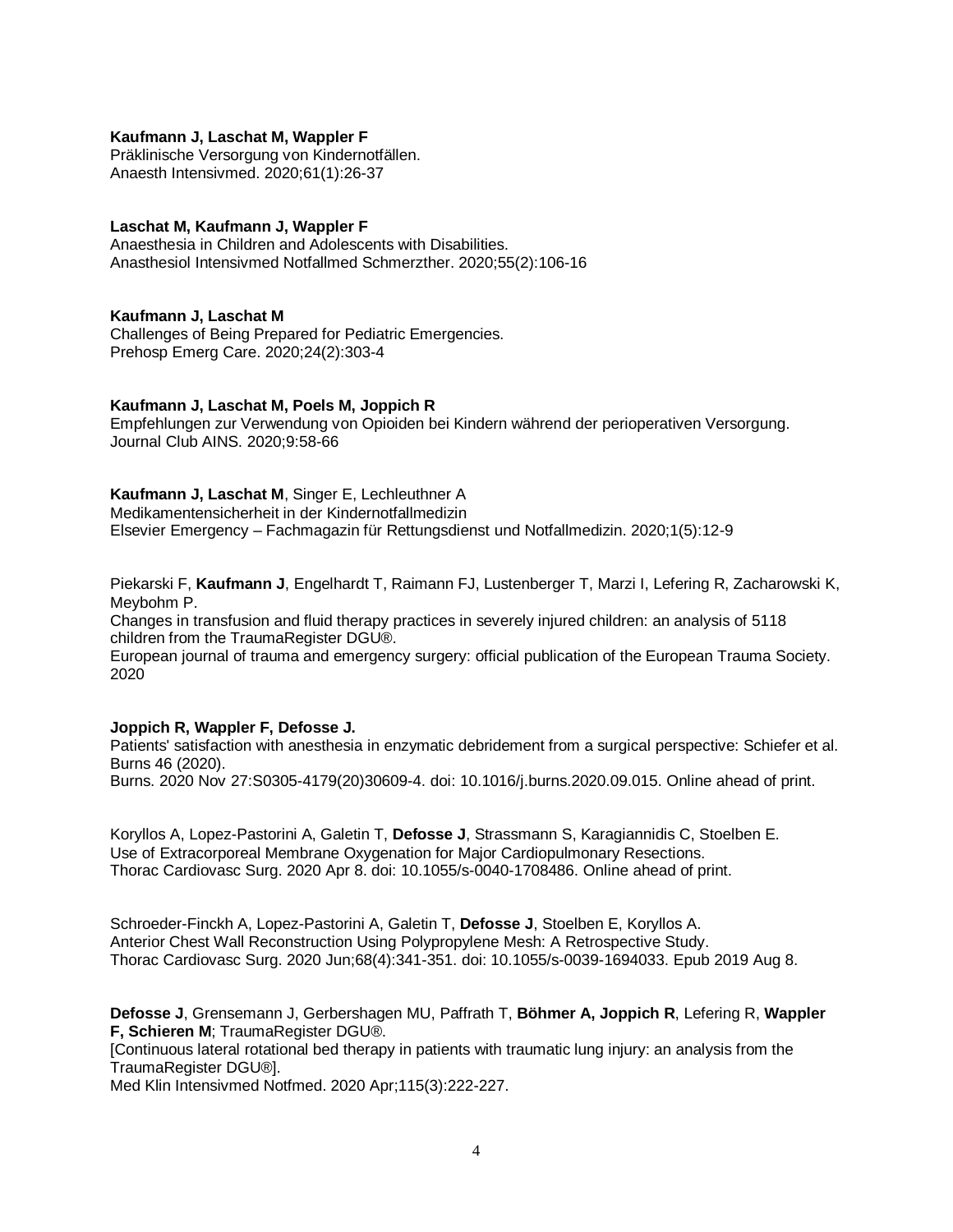**Kaufmann J, Laschat M, Wappler F**
Präklinische Versorgung von Kindernotfällen.
Anaesth Intensivmed. 2020;61(1):26-37

**Laschat M, Kaufmann J, Wappler F**
Anaesthesia in Children and Adolescents with Disabilities.
Anasthesiol Intensivmed Notfallmed Schmerzther. 2020;55(2):106-16

**Kaufmann J, Laschat M**
Challenges of Being Prepared for Pediatric Emergencies.
Prehosp Emerg Care. 2020;24(2):303-4

**Kaufmann J, Laschat M, Poels M, Joppich R**
Empfehlungen zur Verwendung von Opioiden bei Kindern während der perioperativen Versorgung.
Journal Club AINS. 2020;9:58-66

**Kaufmann J, Laschat M**, Singer E, Lechleuthner A
Medikamentensicherheit in der Kindernotfallmedizin
Elsevier Emergency – Fachmagazin für Rettungsdienst und Notfallmedizin. 2020;1(5):12-9

Piekarski F, **Kaufmann J**, Engelhardt T, Raimann FJ, Lustenberger T, Marzi I, Lefering R, Zacharowski K, Meybohm P.
Changes in transfusion and fluid therapy practices in severely injured children: an analysis of 5118 children from the TraumaRegister DGU®.
European journal of trauma and emergency surgery: official publication of the European Trauma Society. 2020

**Joppich R, Wappler F, Defosse J.**
Patients' satisfaction with anesthesia in enzymatic debridement from a surgical perspective: Schiefer et al. Burns 46 (2020).
Burns. 2020 Nov 27:S0305-4179(20)30609-4. doi: 10.1016/j.burns.2020.09.015. Online ahead of print.

Koryllos A, Lopez-Pastorini A, Galetin T, **Defosse J**, Strassmann S, Karagiannidis C, Stoelben E.
Use of Extracorporeal Membrane Oxygenation for Major Cardiopulmonary Resections.
Thorac Cardiovasc Surg. 2020 Apr 8. doi: 10.1055/s-0040-1708486. Online ahead of print.

Schroeder-Finckh A, Lopez-Pastorini A, Galetin T, **Defosse J**, Stoelben E, Koryllos A.
Anterior Chest Wall Reconstruction Using Polypropylene Mesh: A Retrospective Study.
Thorac Cardiovasc Surg. 2020 Jun;68(4):341-351. doi: 10.1055/s-0039-1694033. Epub 2019 Aug 8.

**Defosse J**, Grensemann J, Gerbershagen MU, Paffrath T, **Böhmer A, Joppich R**, Lefering R, **Wappler F, Schieren M**; TraumaRegister DGU®.
[Continuous lateral rotational bed therapy in patients with traumatic lung injury: an analysis from the TraumaRegister DGU®].
Med Klin Intensivmed Notfmed. 2020 Apr;115(3):222-227.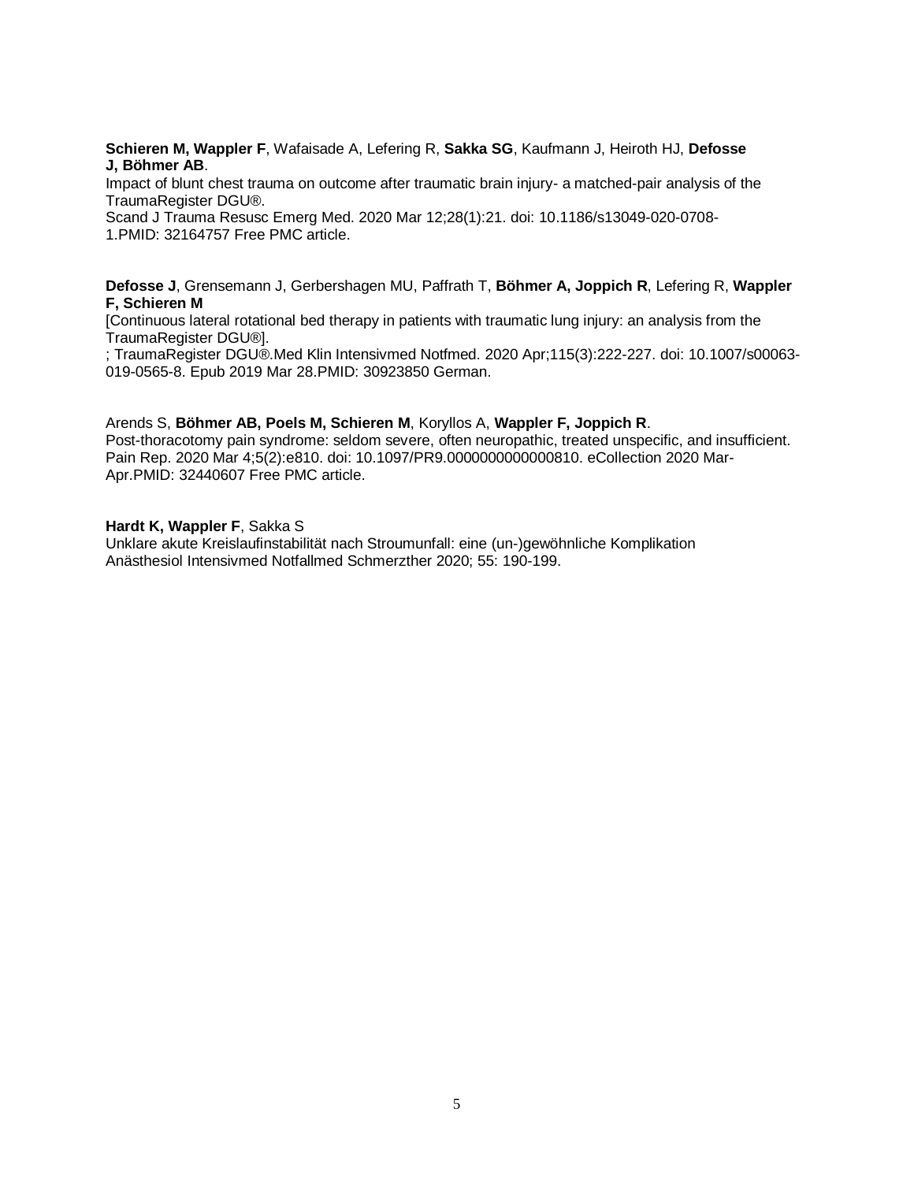**Schieren M, Wappler F**, Wafaisade A, Lefering R, **Sakka SG**, Kaufmann J, Heiroth HJ, **Defosse J, Böhmer AB**.
Impact of blunt chest trauma on outcome after traumatic brain injury- a matched-pair analysis of the TraumaRegister DGU®.
Scand J Trauma Resusc Emerg Med. 2020 Mar 12;28(1):21. doi: 10.1186/s13049-020-0708-1.PMID: 32164757 Free PMC article.

**Defosse J**, Grensemann J, Gerbershagen MU, Paffrath T, **Böhmer A, Joppich R**, Lefering R, **Wappler F, Schieren M**
[Continuous lateral rotational bed therapy in patients with traumatic lung injury: an analysis from the TraumaRegister DGU®].
; TraumaRegister DGU®.Med Klin Intensivmed Notfmed. 2020 Apr;115(3):222-227. doi: 10.1007/s00063-019-0565-8. Epub 2019 Mar 28.PMID: 30923850 German.

Arends S, **Böhmer AB, Poels M, Schieren M**, Koryllos A, **Wappler F, Joppich R**.
Post-thoracotomy pain syndrome: seldom severe, often neuropathic, treated unspecific, and insufficient.
Pain Rep. 2020 Mar 4;5(2):e810. doi: 10.1097/PR9.0000000000000810. eCollection 2020 Mar-Apr.PMID: 32440607 Free PMC article.

**Hardt K, Wappler F**, Sakka S
Unklare akute Kreislaufinstabilität nach Stroumunfall: eine (un-)gewöhnliche Komplikation
Anästhesiol Intensivmed Notfallmed Schmerzther 2020; 55: 190-199.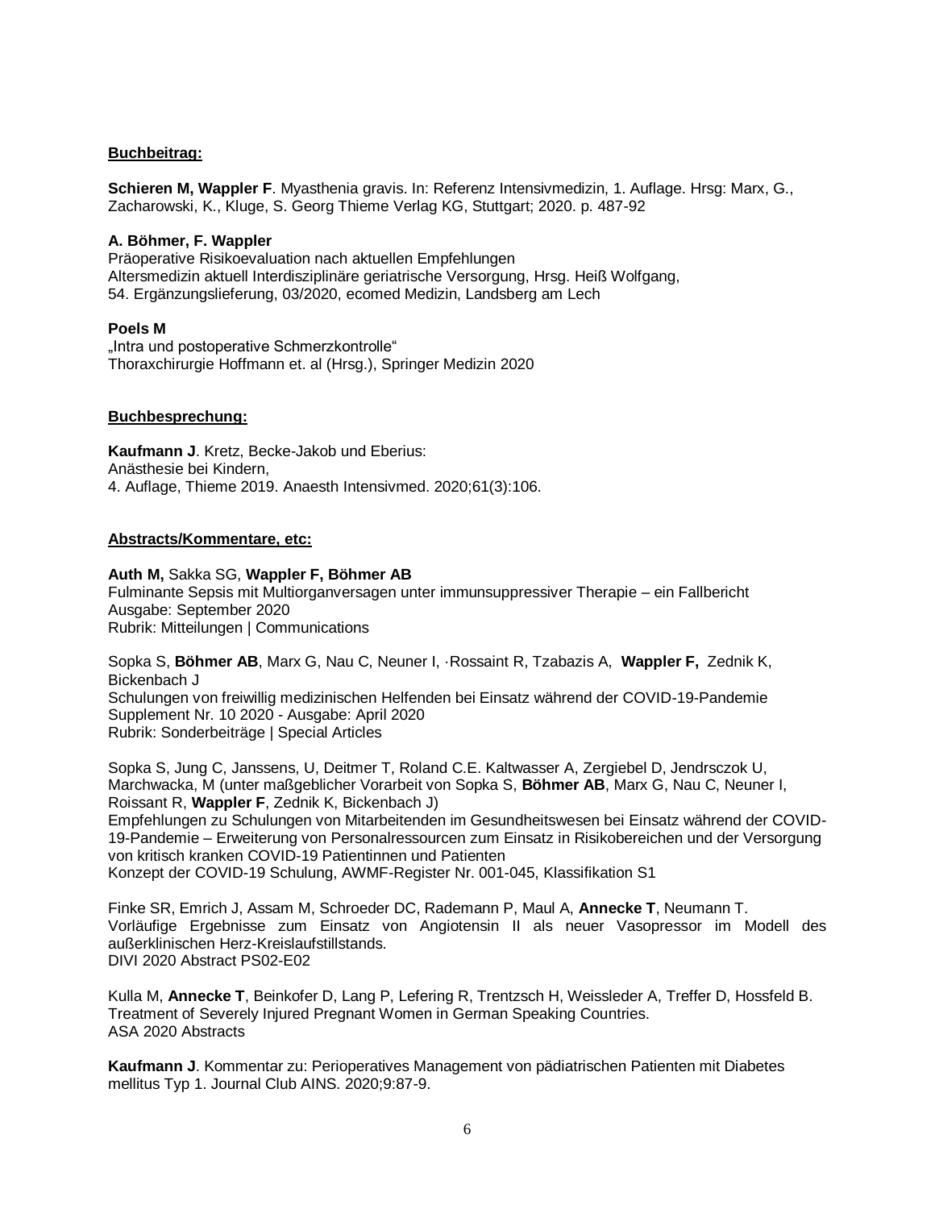**Buchbeitrag:**

**Schieren M, Wappler F**. Myasthenia gravis. In: Referenz Intensivmedizin, 1. Auflage. Hrsg: Marx, G., Zacharowski, K., Kluge, S. Georg Thieme Verlag KG, Stuttgart; 2020. p. 487-92

**A. Böhmer, F. Wappler**
Präoperative Risikoevaluation nach aktuellen Empfehlungen
Altersmedizin aktuell Interdisziplinäre geriatrische Versorgung, Hrsg. Heiß Wolfgang,
54. Ergänzungslieferung, 03/2020, ecomed Medizin, Landsberg am Lech

**Poels M**
„Intra und postoperative Schmerzkontrolle"
Thoraxchirurgie Hoffmann et. al (Hrsg.), Springer Medizin 2020

**Buchbesprechung:**

**Kaufmann J**. Kretz, Becke-Jakob und Eberius:
Anästhesie bei Kindern,
4. Auflage, Thieme 2019. Anaesth Intensivmed. 2020;61(3):106.

**Abstracts/Kommentare, etc:**

**Auth M,** Sakka SG, **Wappler F, Böhmer AB**
Fulminante Sepsis mit Multiorganversagen unter immunsuppressiver Therapie – ein Fallbericht
Ausgabe: September 2020
Rubrik: Mitteilungen | Communications

Sopka S, **Böhmer AB**, Marx G, Nau C, Neuner I, ·Rossaint R, Tzabazis A, **Wappler F,** Zednik K, Bickenbach J
Schulungen von freiwillig medizinischen Helfenden bei Einsatz während der COVID-19-Pandemie
Supplement Nr. 10 2020 - Ausgabe: April 2020
Rubrik: Sonderbeiträge | Special Articles

Sopka S, Jung C, Janssens, U, Deitmer T, Roland C.E. Kaltwasser A, Zergiebel D, Jendrsczok U, Marchwacka, M (unter maßgeblicher Vorarbeit von Sopka S, **Böhmer AB**, Marx G, Nau C, Neuner I, Roissant R, **Wappler F**, Zednik K, Bickenbach J)
Empfehlungen zu Schulungen von Mitarbeitenden im Gesundheitswesen bei Einsatz während der COVID-19-Pandemie – Erweiterung von Personalressourcen zum Einsatz in Risikobereichen und der Versorgung von kritisch kranken COVID-19 Patientinnen und Patienten
Konzept der COVID-19 Schulung, AWMF-Register Nr. 001-045, Klassifikation S1

Finke SR, Emrich J, Assam M, Schroeder DC, Rademann P, Maul A, **Annecke T**, Neumann T.
Vorläufige Ergebnisse zum Einsatz von Angiotensin II als neuer Vasopressor im Modell des außerklinischen Herz-Kreislaufstillstands.
DIVI 2020 Abstract PS02-E02

Kulla M, **Annecke T**, Beinkofer D, Lang P, Lefering R, Trentzsch H, Weissleder A, Treffer D, Hossfeld B.
Treatment of Severely Injured Pregnant Women in German Speaking Countries.
ASA 2020 Abstracts

**Kaufmann J**. Kommentar zu: Perioperatives Management von pädiatrischen Patienten mit Diabetes mellitus Typ 1. Journal Club AINS. 2020;9:87-9.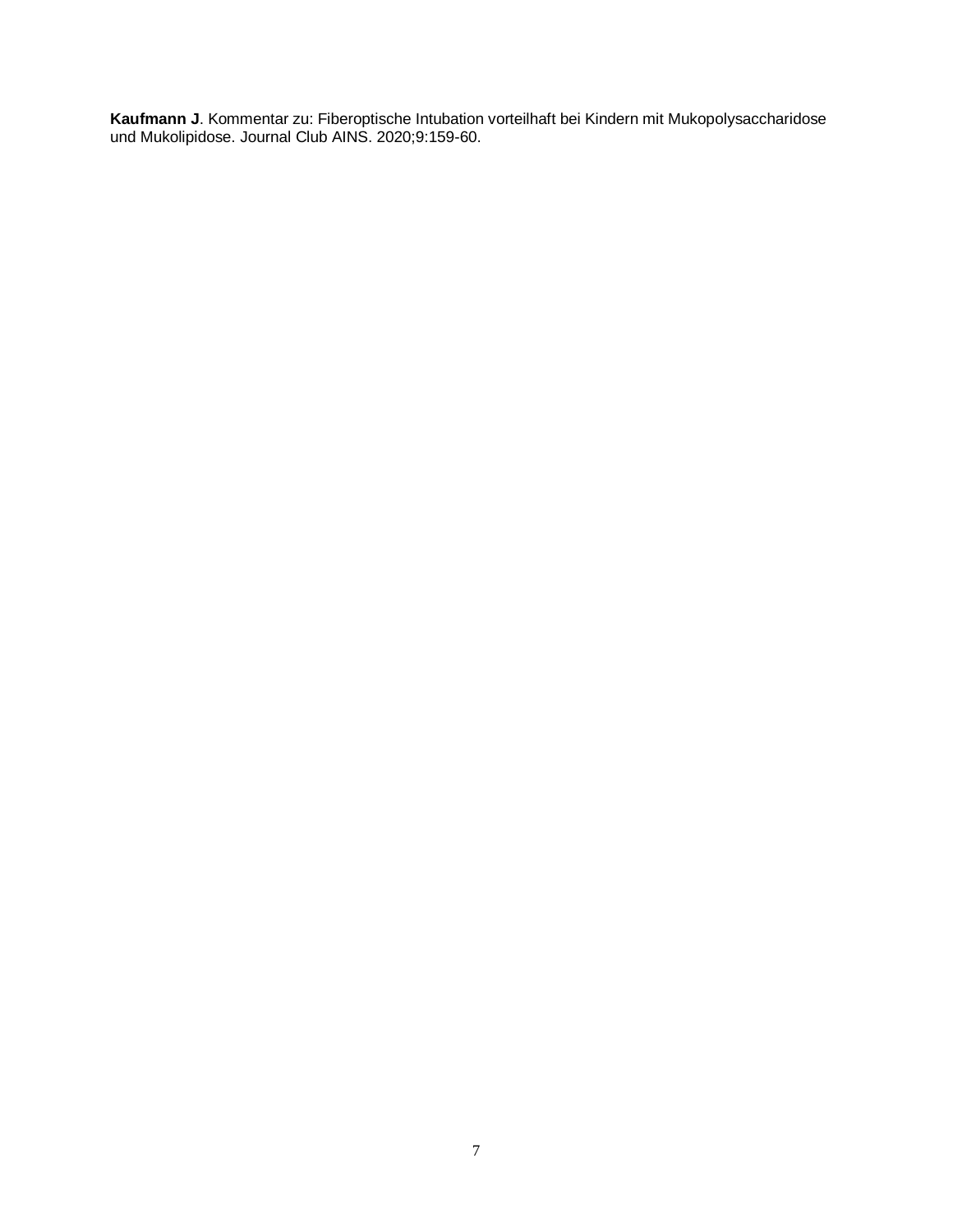**Kaufmann J**. Kommentar zu: Fiberoptische Intubation vorteilhaft bei Kindern mit Mukopolysaccharidose und Mukolipidose. Journal Club AINS. 2020;9:159-60.